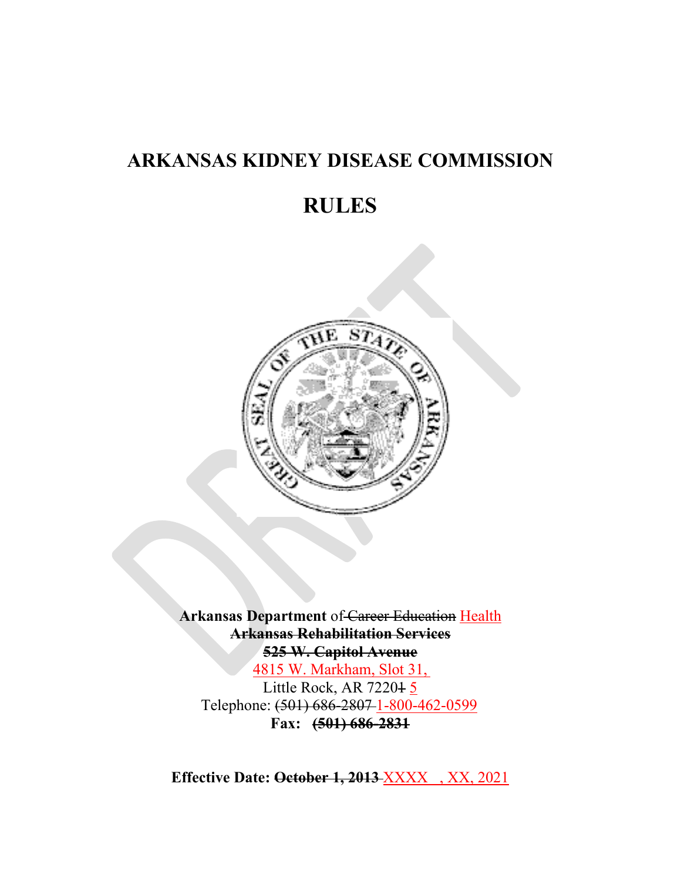# ARKANSAS KIDNEY DISEASE COMMISSION

# RULES

**Arkansas Department** of ~~Career Education~~ Health
~~**Arkansas Rehabilitation Services**~~
~~**525 W. Capitol Avenue**~~
4815 W. Markham, Slot 31,
Little Rock, AR 7220~~1~~ 5
Telephone: ~~(501) 686-2807~~ 1-800-462-0599
**Fax:** ~~**(501) 686-2831**~~

**Effective Date:** ~~**October 1, 2013**~~ XXXX , XX, 2021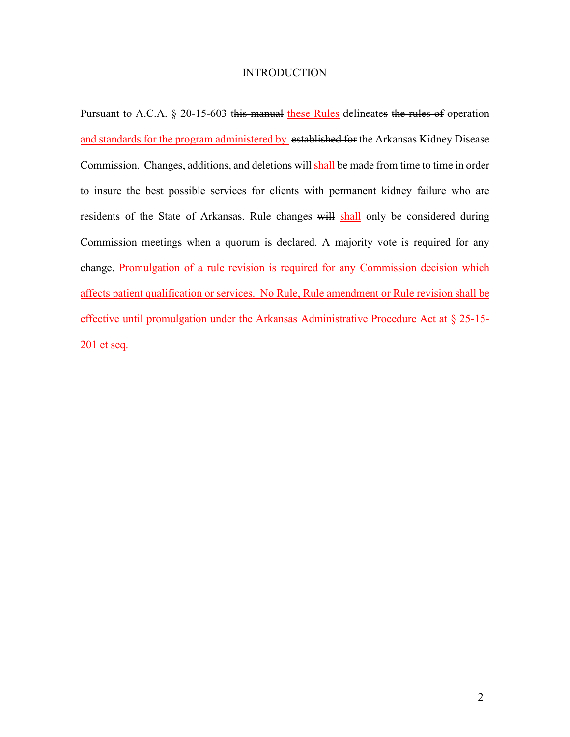# INTRODUCTION

Pursuant to A.C.A. § 20-15-603 t~~his manual~~ these Rules delineates ~~the rules of~~ operation and standards for the program administered by ~~established for~~ the Arkansas Kidney Disease Commission. Changes, additions, and deletions ~~will~~ shall be made from time to time in order to insure the best possible services for clients with permanent kidney failure who are residents of the State of Arkansas. Rule changes ~~will~~ shall only be considered during Commission meetings when a quorum is declared. A majority vote is required for any change. Promulgation of a rule revision is required for any Commission decision which affects patient qualification or services. No Rule, Rule amendment or Rule revision shall be effective until promulgation under the Arkansas Administrative Procedure Act at § 25-15-201 et seq.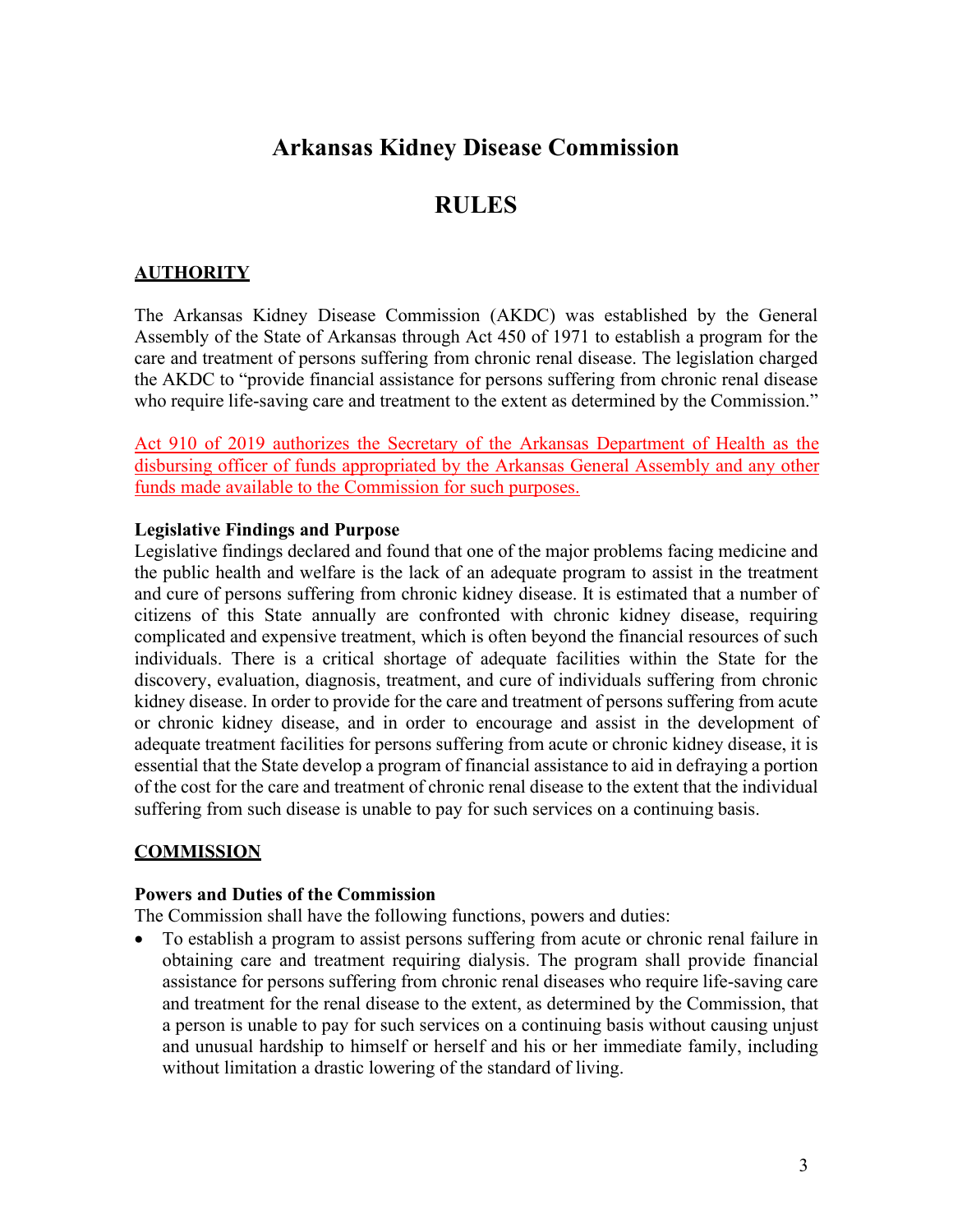# Arkansas Kidney Disease Commission

# RULES

## AUTHORITY

The Arkansas Kidney Disease Commission (AKDC) was established by the General Assembly of the State of Arkansas through Act 450 of 1971 to establish a program for the care and treatment of persons suffering from chronic renal disease. The legislation charged the AKDC to "provide financial assistance for persons suffering from chronic renal disease who require life-saving care and treatment to the extent as determined by the Commission."

Act 910 of 2019 authorizes the Secretary of the Arkansas Department of Health as the disbursing officer of funds appropriated by the Arkansas General Assembly and any other funds made available to the Commission for such purposes.

**Legislative Findings and Purpose**

Legislative findings declared and found that one of the major problems facing medicine and the public health and welfare is the lack of an adequate program to assist in the treatment and cure of persons suffering from chronic kidney disease. It is estimated that a number of citizens of this State annually are confronted with chronic kidney disease, requiring complicated and expensive treatment, which is often beyond the financial resources of such individuals. There is a critical shortage of adequate facilities within the State for the discovery, evaluation, diagnosis, treatment, and cure of individuals suffering from chronic kidney disease. In order to provide for the care and treatment of persons suffering from acute or chronic kidney disease, and in order to encourage and assist in the development of adequate treatment facilities for persons suffering from acute or chronic kidney disease, it is essential that the State develop a program of financial assistance to aid in defraying a portion of the cost for the care and treatment of chronic renal disease to the extent that the individual suffering from such disease is unable to pay for such services on a continuing basis.

## COMMISSION

**Powers and Duties of the Commission**

The Commission shall have the following functions, powers and duties:

- To establish a program to assist persons suffering from acute or chronic renal failure in obtaining care and treatment requiring dialysis. The program shall provide financial assistance for persons suffering from chronic renal diseases who require life-saving care and treatment for the renal disease to the extent, as determined by the Commission, that a person is unable to pay for such services on a continuing basis without causing unjust and unusual hardship to himself or herself and his or her immediate family, including without limitation a drastic lowering of the standard of living.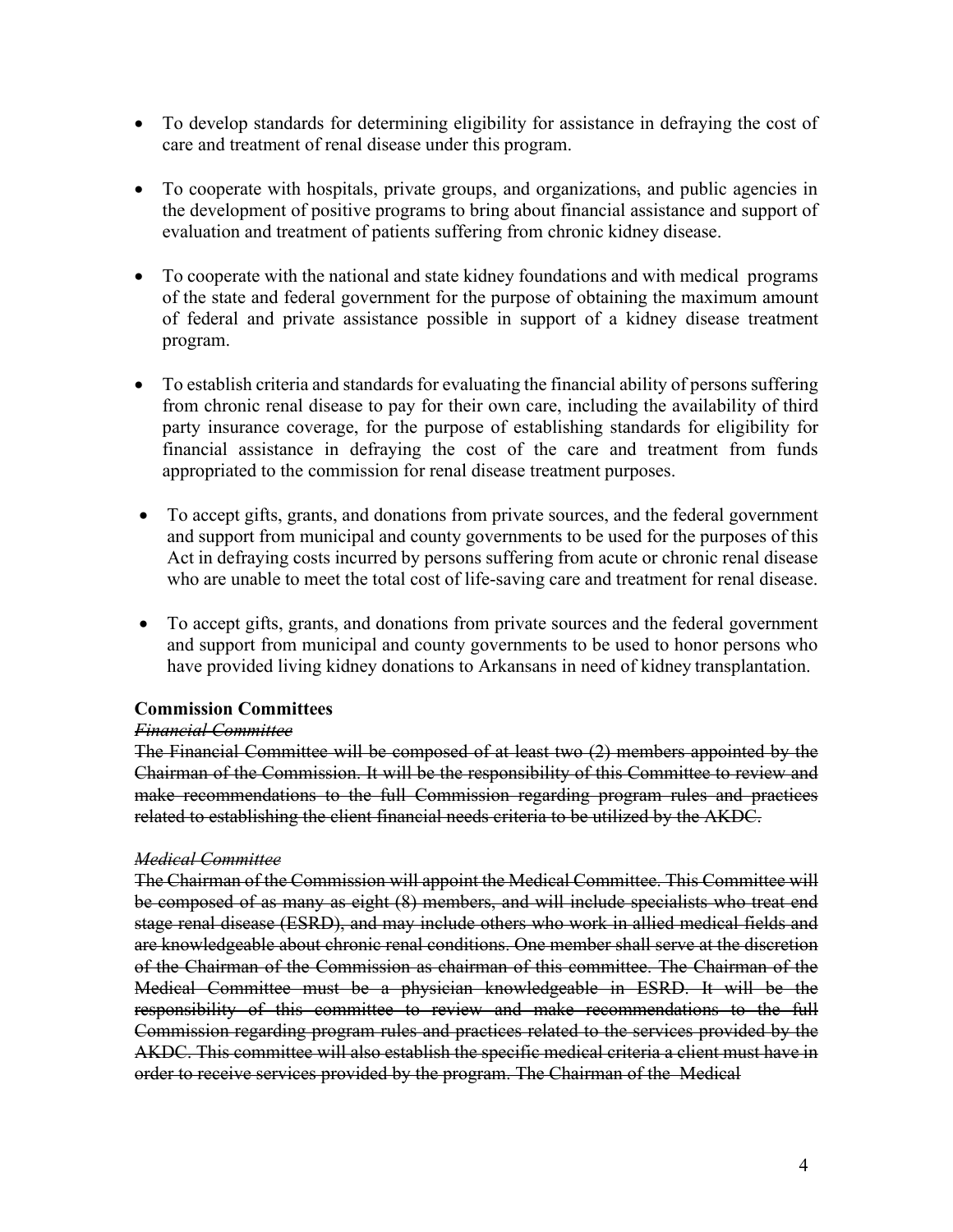- To develop standards for determining eligibility for assistance in defraying the cost of care and treatment of renal disease under this program.

- To cooperate with hospitals, private groups, and organizations~~,~~ and public agencies in the development of positive programs to bring about financial assistance and support of evaluation and treatment of patients suffering from chronic kidney disease.

- To cooperate with the national and state kidney foundations and with medical programs of the state and federal government for the purpose of obtaining the maximum amount of federal and private assistance possible in support of a kidney disease treatment program.

- To establish criteria and standards for evaluating the financial ability of persons suffering from chronic renal disease to pay for their own care, including the availability of third party insurance coverage, for the purpose of establishing standards for eligibility for financial assistance in defraying the cost of the care and treatment from funds appropriated to the commission for renal disease treatment purposes.

- To accept gifts, grants, and donations from private sources, and the federal government and support from municipal and county governments to be used for the purposes of this Act in defraying costs incurred by persons suffering from acute or chronic renal disease who are unable to meet the total cost of life-saving care and treatment for renal disease.

- To accept gifts, grants, and donations from private sources and the federal government and support from municipal and county governments to be used to honor persons who have provided living kidney donations to Arkansans in need of kidney transplantation.

**Commission Committees**

~~*Financial Committee*~~

~~The Financial Committee will be composed of at least two (2) members appointed by the Chairman of the Commission. It will be the responsibility of this Committee to review and make recommendations to the full Commission regarding program rules and practices related to establishing the client financial needs criteria to be utilized by the AKDC.~~

~~*Medical Committee*~~

~~The Chairman of the Commission will appoint the Medical Committee. This Committee will be composed of as many as eight (8) members, and will include specialists who treat end stage renal disease (ESRD), and may include others who work in allied medical fields and are knowledgeable about chronic renal conditions. One member shall serve at the discretion of the Chairman of the Commission as chairman of this committee. The Chairman of the Medical Committee must be a physician knowledgeable in ESRD. It will be the responsibility of this committee to review and make recommendations to the full Commission regarding program rules and practices related to the services provided by the AKDC. This committee will also establish the specific medical criteria a client must have in order to receive services provided by the program. The Chairman of the Medical~~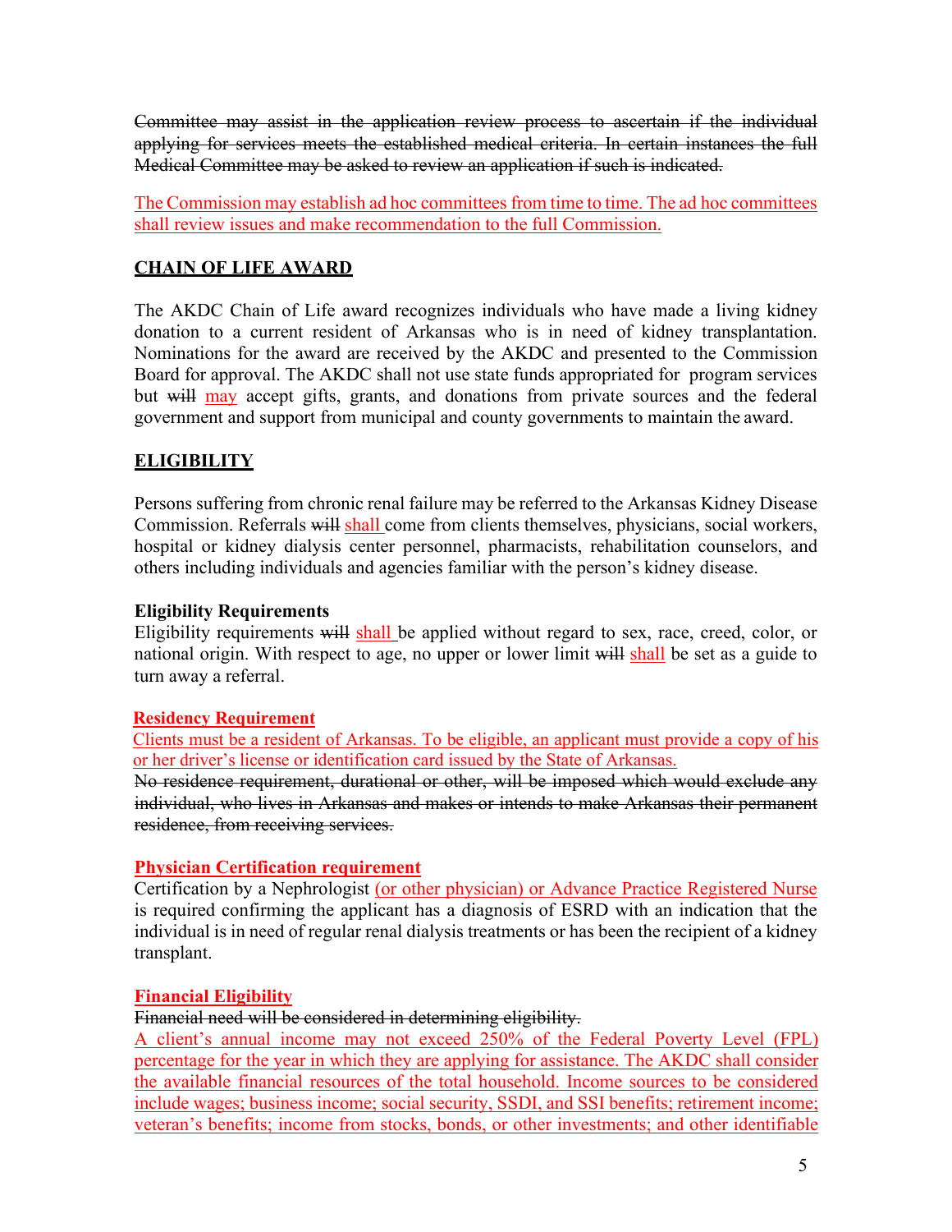~~Committee may assist in the application review process to ascertain if the individual applying for services meets the established medical criteria. In certain instances the full Medical Committee may be asked to review an application if such is indicated.~~

<u>The Commission may establish ad hoc committees from time to time. The ad hoc committees shall review issues and make recommendation to the full Commission.</u>

## CHAIN OF LIFE AWARD

The AKDC Chain of Life award recognizes individuals who have made a living kidney donation to a current resident of Arkansas who is in need of kidney transplantation. Nominations for the award are received by the AKDC and presented to the Commission Board for approval. The AKDC shall not use state funds appropriated for program services but ~~will~~ <u>may</u> accept gifts, grants, and donations from private sources and the federal government and support from municipal and county governments to maintain the award.

## ELIGIBILITY

Persons suffering from chronic renal failure may be referred to the Arkansas Kidney Disease Commission. Referrals ~~will~~ <u>shall</u> come from clients themselves, physicians, social workers, hospital or kidney dialysis center personnel, pharmacists, rehabilitation counselors, and others including individuals and agencies familiar with the person's kidney disease.

### Eligibility Requirements

Eligibility requirements ~~will~~ <u>shall</u> be applied without regard to sex, race, creed, color, or national origin. With respect to age, no upper or lower limit ~~will~~ <u>shall</u> be set as a guide to turn away a referral.

### <u>Residency Requirement</u>

<u>Clients must be a resident of Arkansas. To be eligible, an applicant must provide a copy of his or her driver's license or identification card issued by the State of Arkansas.</u>

~~No residence requirement, durational or other, will be imposed which would exclude any individual, who lives in Arkansas and makes or intends to make Arkansas their permanent residence, from receiving services.~~

### <u>Physician Certification requirement</u>

Certification by a Nephrologist <u>(or other physician) or Advance Practice Registered Nurse</u> is required confirming the applicant has a diagnosis of ESRD with an indication that the individual is in need of regular renal dialysis treatments or has been the recipient of a kidney transplant.

### <u>Financial Eligibility</u>

~~Financial need will be considered in determining eligibility.~~

<u>A client's annual income may not exceed 250% of the Federal Poverty Level (FPL) percentage for the year in which they are applying for assistance. The AKDC shall consider the available financial resources of the total household. Income sources to be considered include wages; business income; social security, SSDI, and SSI benefits; retirement income; veteran's benefits; income from stocks, bonds, or other investments; and other identifiable</u>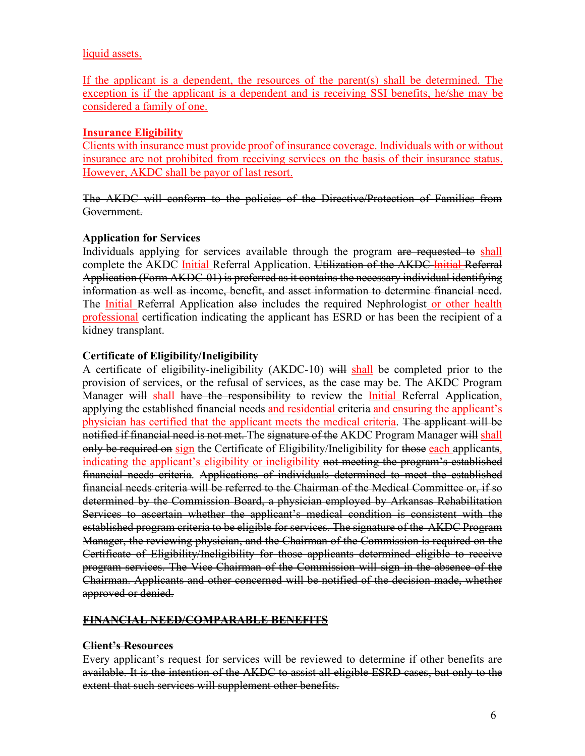liquid assets.

If the applicant is a dependent, the resources of the parent(s) shall be determined. The exception is if the applicant is a dependent and is receiving SSI benefits, he/she may be considered a family of one.

**Insurance Eligibility**

Clients with insurance must provide proof of insurance coverage. Individuals with or without insurance are not prohibited from receiving services on the basis of their insurance status. However, AKDC shall be payor of last resort.

~~The AKDC will conform to the policies of the Directive/Protection of Families from Government.~~

**Application for Services**

Individuals applying for services available through the program ~~are requested to~~ shall complete the AKDC Initial Referral Application. ~~Utilization of the AKDC Initial Referral Application (Form AKDC-01) is preferred as it contains the necessary individual identifying information as well as income, benefit, and asset information to determine financial need.~~ The Initial Referral Application ~~also~~ includes the required Nephrologist or other health professional certification indicating the applicant has ESRD or has been the recipient of a kidney transplant.

**Certificate of Eligibility/Ineligibility**

A certificate of eligibility-ineligibility (AKDC-10) ~~will~~ shall be completed prior to the provision of services, or the refusal of services, as the case may be. The AKDC Program Manager ~~will~~ shall ~~have the responsibility~~ ~~to~~ review the Initial Referral Application, applying the established financial needs and residential criteria and ensuring the applicant's physician has certified that the applicant meets the medical criteria. ~~The applicant will be notified if financial need is not met.~~ The ~~signature of the~~ AKDC Program Manager ~~will~~ shall ~~only be required on~~ sign the Certificate of Eligibility/Ineligibility for ~~those~~ each applicant~~s~~, indicating the applicant's eligibility or ineligibility ~~not meeting the program's established financial needs criteria~~. ~~Applications of individuals determined to meet the established financial needs criteria will be referred to the Chairman of the Medical Committee or, if so determined by the Commission Board, a physician employed by Arkansas Rehabilitation Services to ascertain whether the applicant's medical condition is consistent with the established program criteria to be eligible for services. The signature of the AKDC Program Manager, the reviewing physician, and the Chairman of the Commission is required on the Certificate of Eligibility/Ineligibility for those applicants determined eligible to receive program services. The Vice Chairman of the Commission will sign in the absence of the Chairman. Applicants and other concerned will be notified of the decision made, whether approved or denied.~~

~~**FINANCIAL NEED/COMPARABLE BENEFITS**~~

~~**Client's Resources**~~

~~Every applicant's request for services will be reviewed to determine if other benefits are available. It is the intention of the AKDC to assist all eligible ESRD cases, but only to the extent that such services will supplement other benefits.~~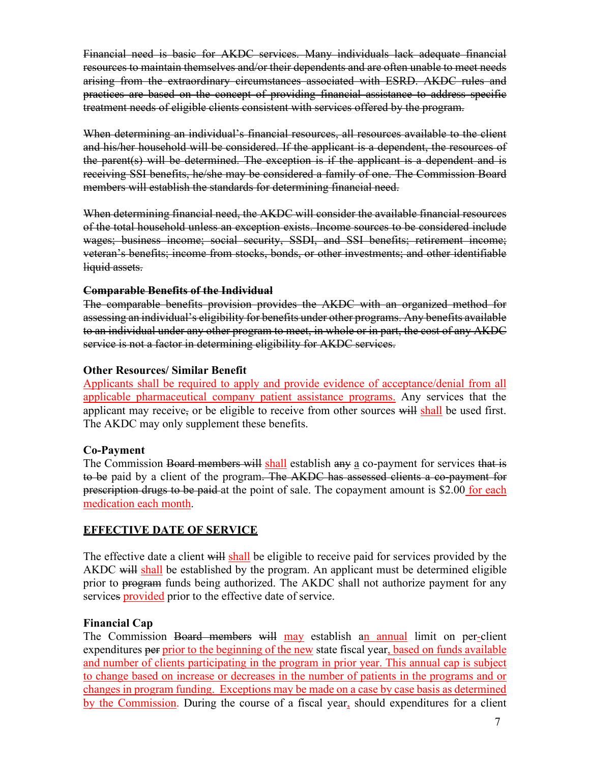~~Financial need is basic for AKDC services. Many individuals lack adequate financial resources to maintain themselves and/or their dependents and are often unable to meet needs arising from the extraordinary circumstances associated with ESRD. AKDC rules and practices are based on the concept of providing financial assistance to address specific treatment needs of eligible clients consistent with services offered by the program.~~

~~When determining an individual's financial resources, all resources available to the client and his/her household will be considered. If the applicant is a dependent, the resources of the parent(s) will be determined. The exception is if the applicant is a dependent and is receiving SSI benefits, he/she may be considered a family of one. The Commission Board members will establish the standards for determining financial need.~~

~~When determining financial need, the AKDC will consider the available financial resources of the total household unless an exception exists. Income sources to be considered include wages; business income; social security, SSDI, and SSI benefits; retirement income; veteran's benefits; income from stocks, bonds, or other investments; and other identifiable liquid assets.~~

~~**Comparable Benefits of the Individual**~~

~~The comparable benefits provision provides the AKDC with an organized method for assessing an individual's eligibility for benefits under other programs. Any benefits available to an individual under any other program to meet, in whole or in part, the cost of any AKDC service is not a factor in determining eligibility for AKDC services.~~

**Other Resources/ Similar Benefit**

Applicants shall be required to apply and provide evidence of acceptance/denial from all applicable pharmaceutical company patient assistance programs. Any services that the applicant may receive~~,~~ or be eligible to receive from other sources ~~will~~ shall be used first. The AKDC may only supplement these benefits.

**Co-Payment**

The Commission ~~Board members will~~ shall establish ~~any~~ a co-payment for services ~~that is to be~~ paid by a client of the program~~. The AKDC has assessed clients a co-payment for prescription drugs to be paid~~ at the point of sale. The copayment amount is $2.00 for each medication each month.

**EFFECTIVE DATE OF SERVICE**

The effective date a client ~~will~~ shall be eligible to receive paid for services provided by the AKDC ~~will~~ shall be established by the program. An applicant must be determined eligible prior to ~~program~~ funds being authorized. The AKDC shall not authorize payment for any service~~s~~ provided prior to the effective date of service.

**Financial Cap**

The Commission ~~Board members will~~ may establish an annual limit on per-client expenditures ~~per~~ prior to the beginning of the new state fiscal year, based on funds available and number of clients participating in the program in prior year. This annual cap is subject to change based on increase or decreases in the number of patients in the programs and or changes in program funding. Exceptions may be made on a case by case basis as determined by the Commission. During the course of a fiscal year, should expenditures for a client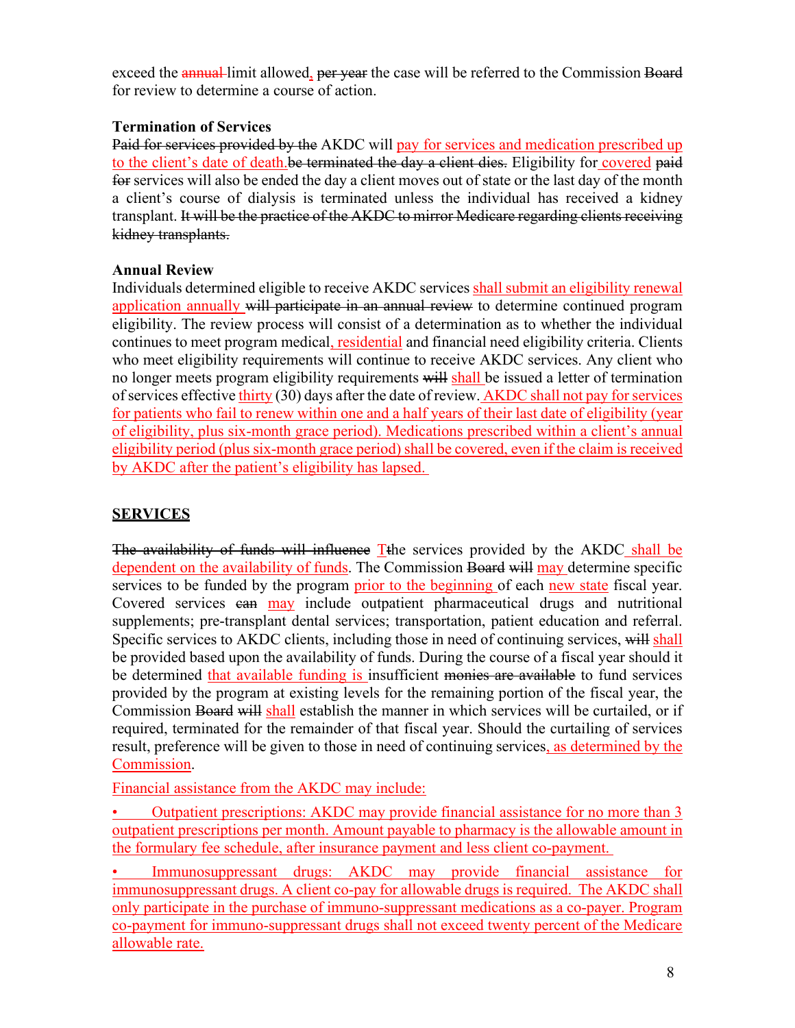exceed the ~~annual~~ limit allowed, ~~per year~~ the case will be referred to the Commission ~~Board~~ for review to determine a course of action.

**Termination of Services**

~~Paid for services provided by the~~ AKDC will pay for services and medication prescribed up to the client's date of death.~~be terminated the day a client dies.~~ Eligibility for covered ~~paid for~~ services will also be ended the day a client moves out of state or the last day of the month a client's course of dialysis is terminated unless the individual has received a kidney transplant. ~~It will be the practice of the AKDC to mirror Medicare regarding clients receiving kidney transplants.~~

**Annual Review**

Individuals determined eligible to receive AKDC services shall submit an eligibility renewal application annually ~~will participate in an annual review~~ to determine continued program eligibility. The review process will consist of a determination as to whether the individual continues to meet program medical, residential and financial need eligibility criteria. Clients who meet eligibility requirements will continue to receive AKDC services. Any client who no longer meets program eligibility requirements ~~will~~ shall be issued a letter of termination of services effective thirty (30) days after the date of review. AKDC shall not pay for services for patients who fail to renew within one and a half years of their last date of eligibility (year of eligibility, plus six-month grace period). Medications prescribed within a client's annual eligibility period (plus six-month grace period) shall be covered, even if the claim is received by AKDC after the patient's eligibility has lapsed.

## SERVICES

~~The availability of funds will influence~~ T~~t~~he services provided by the AKDC shall be dependent on the availability of funds. The Commission ~~Board~~ ~~will~~ may determine specific services to be funded by the program prior to the beginning of each new state fiscal year. Covered services ~~can~~ may include outpatient pharmaceutical drugs and nutritional supplements; pre-transplant dental services; transportation, patient education and referral. Specific services to AKDC clients, including those in need of continuing services, ~~will~~ shall be provided based upon the availability of funds. During the course of a fiscal year should it be determined that available funding is insufficient ~~monies are available~~ to fund services provided by the program at existing levels for the remaining portion of the fiscal year, the Commission ~~Board~~ ~~will~~ shall establish the manner in which services will be curtailed, or if required, terminated for the remainder of that fiscal year. Should the curtailing of services result, preference will be given to those in need of continuing services, as determined by the Commission.

Financial assistance from the AKDC may include:

- Outpatient prescriptions: AKDC may provide financial assistance for no more than 3 outpatient prescriptions per month. Amount payable to pharmacy is the allowable amount in the formulary fee schedule, after insurance payment and less client co-payment.
- Immunosuppressant drugs: AKDC may provide financial assistance for immunosuppressant drugs. A client co-pay for allowable drugs is required. The AKDC shall only participate in the purchase of immuno-suppressant medications as a co-payer. Program co-payment for immuno-suppressant drugs shall not exceed twenty percent of the Medicare allowable rate.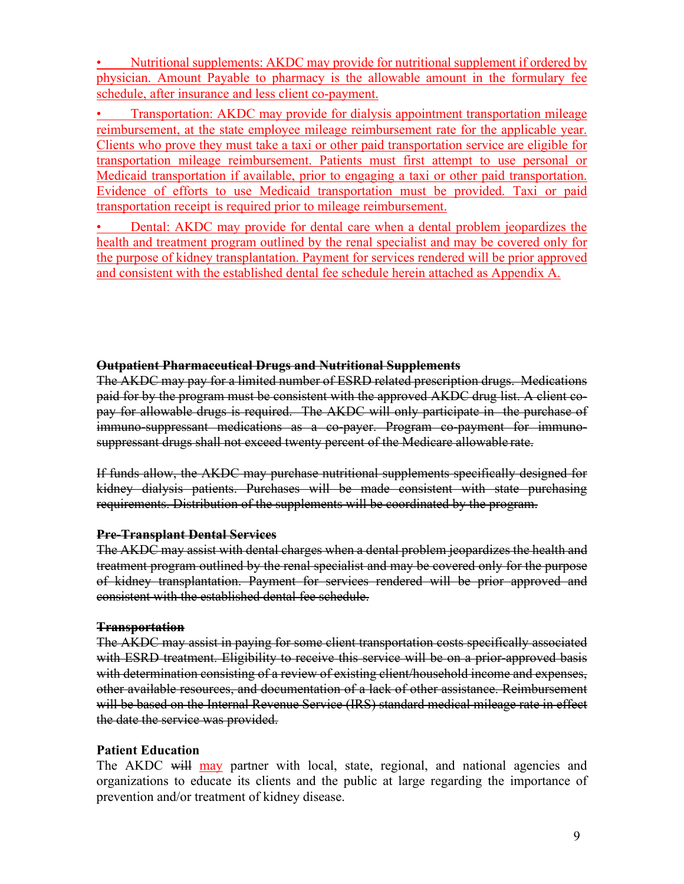• Nutritional supplements: AKDC may provide for nutritional supplement if ordered by physician. Amount Payable to pharmacy is the allowable amount in the formulary fee schedule, after insurance and less client co-payment.

• Transportation: AKDC may provide for dialysis appointment transportation mileage reimbursement, at the state employee mileage reimbursement rate for the applicable year. Clients who prove they must take a taxi or other paid transportation service are eligible for transportation mileage reimbursement. Patients must first attempt to use personal or Medicaid transportation if available, prior to engaging a taxi or other paid transportation. Evidence of efforts to use Medicaid transportation must be provided. Taxi or paid transportation receipt is required prior to mileage reimbursement.

• Dental: AKDC may provide for dental care when a dental problem jeopardizes the health and treatment program outlined by the renal specialist and may be covered only for the purpose of kidney transplantation. Payment for services rendered will be prior approved and consistent with the established dental fee schedule herein attached as Appendix A.

~~**Outpatient Pharmaceutical Drugs and Nutritional Supplements**~~

~~The AKDC may pay for a limited number of ESRD related prescription drugs. Medications paid for by the program must be consistent with the approved AKDC drug list. A client co-pay for allowable drugs is required. The AKDC will only participate in the purchase of immuno-suppressant medications as a co-payer. Program co-payment for immuno-suppressant drugs shall not exceed twenty percent of the Medicare allowable rate.~~

~~If funds allow, the AKDC may purchase nutritional supplements specifically designed for kidney dialysis patients. Purchases will be made consistent with state purchasing requirements. Distribution of the supplements will be coordinated by the program.~~

~~**Pre-Transplant Dental Services**~~

~~The AKDC may assist with dental charges when a dental problem jeopardizes the health and treatment program outlined by the renal specialist and may be covered only for the purpose of kidney transplantation. Payment for services rendered will be prior approved and consistent with the established dental fee schedule.~~

~~**Transportation**~~

~~The AKDC may assist in paying for some client transportation costs specifically associated with ESRD treatment. Eligibility to receive this service will be on a prior-approved basis with determination consisting of a review of existing client/household income and expenses, other available resources, and documentation of a lack of other assistance. Reimbursement will be based on the Internal Revenue Service (IRS) standard medical mileage rate in effect the date the service was provided.~~

**Patient Education**

The AKDC ~~will~~ may partner with local, state, regional, and national agencies and organizations to educate its clients and the public at large regarding the importance of prevention and/or treatment of kidney disease.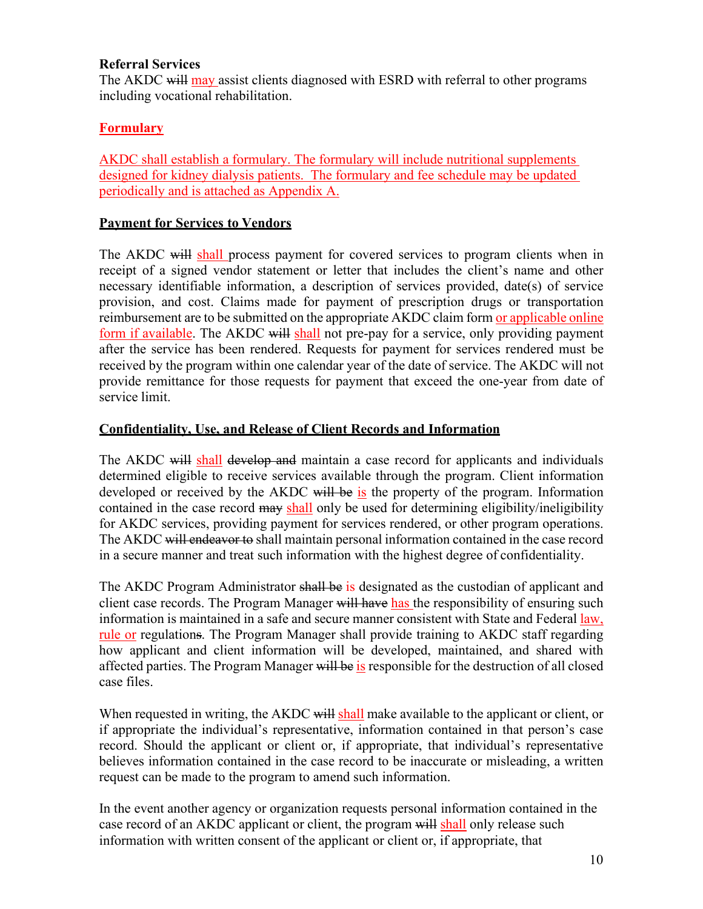**Referral Services**
The AKDC ~~will~~ may assist clients diagnosed with ESRD with referral to other programs including vocational rehabilitation.

**Formulary**

AKDC shall establish a formulary. The formulary will include nutritional supplements designed for kidney dialysis patients. The formulary and fee schedule may be updated periodically and is attached as Appendix A.

**Payment for Services to Vendors**

The AKDC ~~will~~ shall process payment for covered services to program clients when in receipt of a signed vendor statement or letter that includes the client's name and other necessary identifiable information, a description of services provided, date(s) of service provision, and cost. Claims made for payment of prescription drugs or transportation reimbursement are to be submitted on the appropriate AKDC claim form or applicable online form if available. The AKDC ~~will~~ shall not pre-pay for a service, only providing payment after the service has been rendered. Requests for payment for services rendered must be received by the program within one calendar year of the date of service. The AKDC will not provide remittance for those requests for payment that exceed the one-year from date of service limit.

**Confidentiality, Use, and Release of Client Records and Information**

The AKDC ~~will~~ shall ~~develop and~~ maintain a case record for applicants and individuals determined eligible to receive services available through the program. Client information developed or received by the AKDC ~~will be~~ is the property of the program. Information contained in the case record ~~may~~ shall only be used for determining eligibility/ineligibility for AKDC services, providing payment for services rendered, or other program operations. The AKDC ~~will endeavor to~~ shall maintain personal information contained in the case record in a secure manner and treat such information with the highest degree of confidentiality.

The AKDC Program Administrator ~~shall be~~ is designated as the custodian of applicant and client case records. The Program Manager ~~will have~~ has the responsibility of ensuring such information is maintained in a safe and secure manner consistent with State and Federal law, rule or regulation~~s~~. The Program Manager shall provide training to AKDC staff regarding how applicant and client information will be developed, maintained, and shared with affected parties. The Program Manager ~~will be~~ is responsible for the destruction of all closed case files.

When requested in writing, the AKDC ~~will~~ shall make available to the applicant or client, or if appropriate the individual's representative, information contained in that person's case record. Should the applicant or client or, if appropriate, that individual's representative believes information contained in the case record to be inaccurate or misleading, a written request can be made to the program to amend such information.

In the event another agency or organization requests personal information contained in the case record of an AKDC applicant or client, the program ~~will~~ shall only release such information with written consent of the applicant or client or, if appropriate, that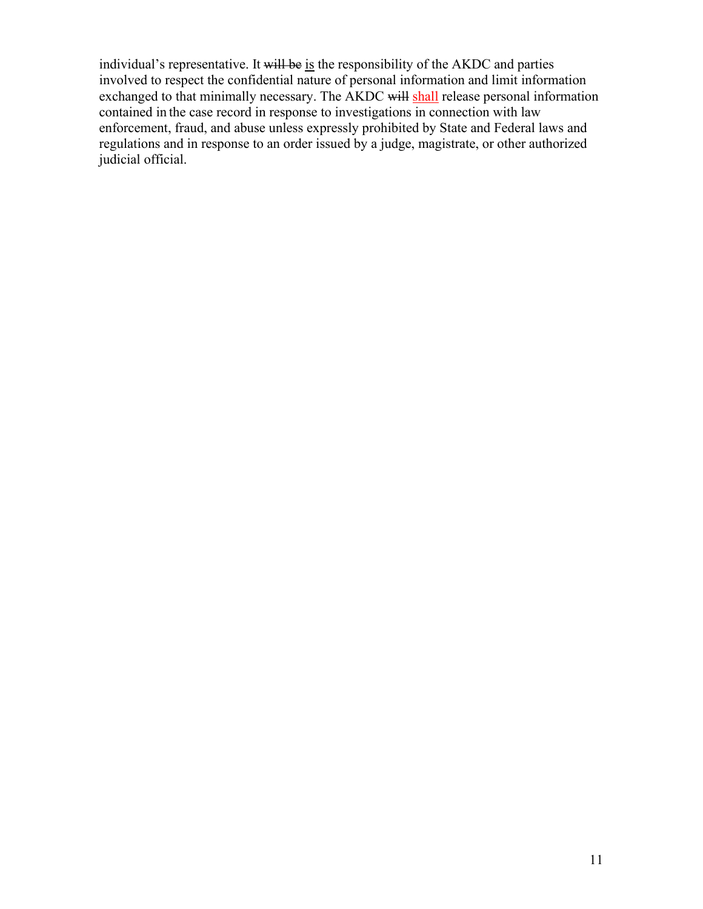individual's representative. It ~~will be~~ <u>is</u> the responsibility of the AKDC and parties involved to respect the confidential nature of personal information and limit information exchanged to that minimally necessary. The AKDC ~~will~~ <u>shall</u> release personal information contained in the case record in response to investigations in connection with law enforcement, fraud, and abuse unless expressly prohibited by State and Federal laws and regulations and in response to an order issued by a judge, magistrate, or other authorized judicial official.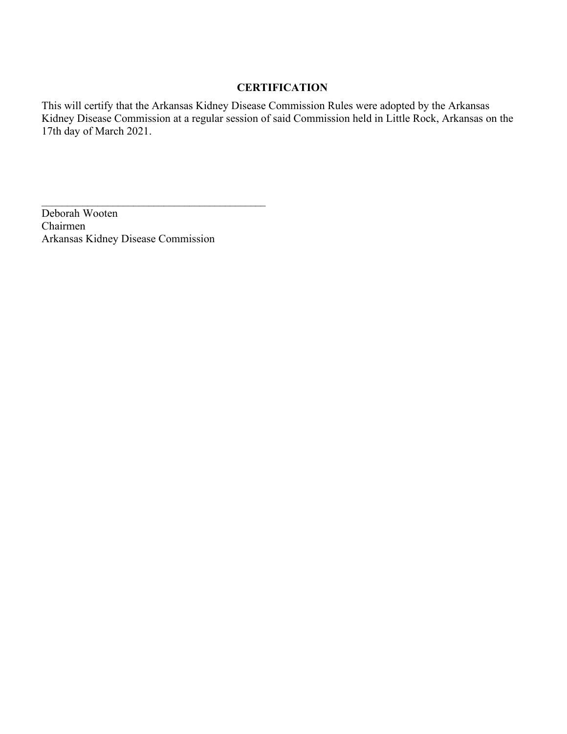## CERTIFICATION

This will certify that the Arkansas Kidney Disease Commission Rules were adopted by the Arkansas Kidney Disease Commission at a regular session of said Commission held in Little Rock, Arkansas on the 17th day of March 2021.

\_\_\_\_\_\_\_\_\_\_\_\_\_\_\_\_\_\_\_\_\_\_\_\_\_\_\_\_\_\_\_\_\_\_\_\_\_\_\_\_\_\_

Deborah Wooten  
Chairmen  
Arkansas Kidney Disease Commission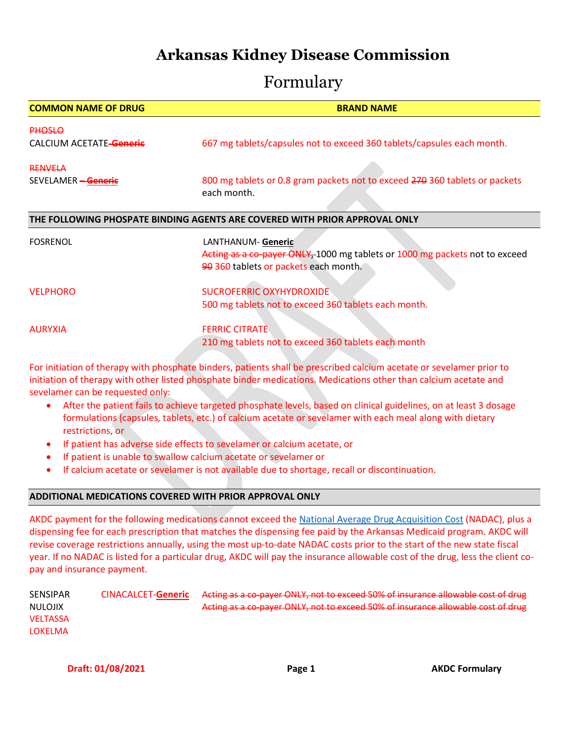# Arkansas Kidney Disease Commission

# Formulary

| COMMON NAME OF DRUG | BRAND NAME |
|---|---|
| ~~PHOSLO~~<br>CALCIUM ACETATE-~~Generic~~ | 667 mg tablets/capsules not to exceed 360 tablets/capsules each month. |
| ~~RENVELA~~<br>SEVELAMER ~~– Generic~~ | 800 mg tablets or 0.8 gram packets not to exceed ~~270~~ 360 tablets or packets each month. |

**THE FOLLOWING PHOSPATE BINDING AGENTS ARE COVERED WITH PRIOR APPROVAL ONLY**

| | |
|---|---|
| FOSRENOL | LANTHANUM- **Generic**<br>~~Acting as a co-payer ONLY,~~ 1000 mg tablets or 1000 mg packets not to exceed ~~90~~ 360 tablets or packets each month. |
| VELPHORO | SUCROFERRIC OXYHYDROXIDE<br>500 mg tablets not to exceed 360 tablets each month. |
| AURYXIA | FERRIC CITRATE<br>210 mg tablets not to exceed 360 tablets each month |

For initiation of therapy with phosphate binders, patients shall be prescribed calcium acetate or sevelamer prior to initiation of therapy with other listed phosphate binder medications. Medications other than calcium acetate and sevelamer can be requested only:

- After the patient fails to achieve targeted phosphate levels, based on clinical guidelines, on at least 3 dosage formulations (capsules, tablets, etc.) of calcium acetate or sevelamer with each meal along with dietary restrictions, or
- If patient has adverse side effects to sevelamer or calcium acetate, or
- If patient is unable to swallow calcium acetate or sevelamer or
- If calcium acetate or sevelamer is not available due to shortage, recall or discontinuation.

**ADDITIONAL MEDICATIONS COVERED WITH PRIOR APPROVAL ONLY**

AKDC payment for the following medications cannot exceed the National Average Drug Acquisition Cost (NADAC), plus a dispensing fee for each prescription that matches the dispensing fee paid by the Arkansas Medicaid program. AKDC will revise coverage restrictions annually, using the most up-to-date NADAC costs prior to the start of the new state fiscal year. If no NADAC is listed for a particular drug, AKDC will pay the insurance allowable cost of the drug, less the client co-pay and insurance payment.

| | | |
|---|---|---|
| SENSIPAR | CINACALCET-**Generic** | ~~Acting as a co-payer ONLY, not to exceed 50% of insurance allowable cost of drug~~ |
| NULOJIX | | ~~Acting as a co-payer ONLY, not to exceed 50% of insurance allowable cost of drug~~ |
| VELTASSA | | |
| LOKELMA | | |

Draft: 01/08/2021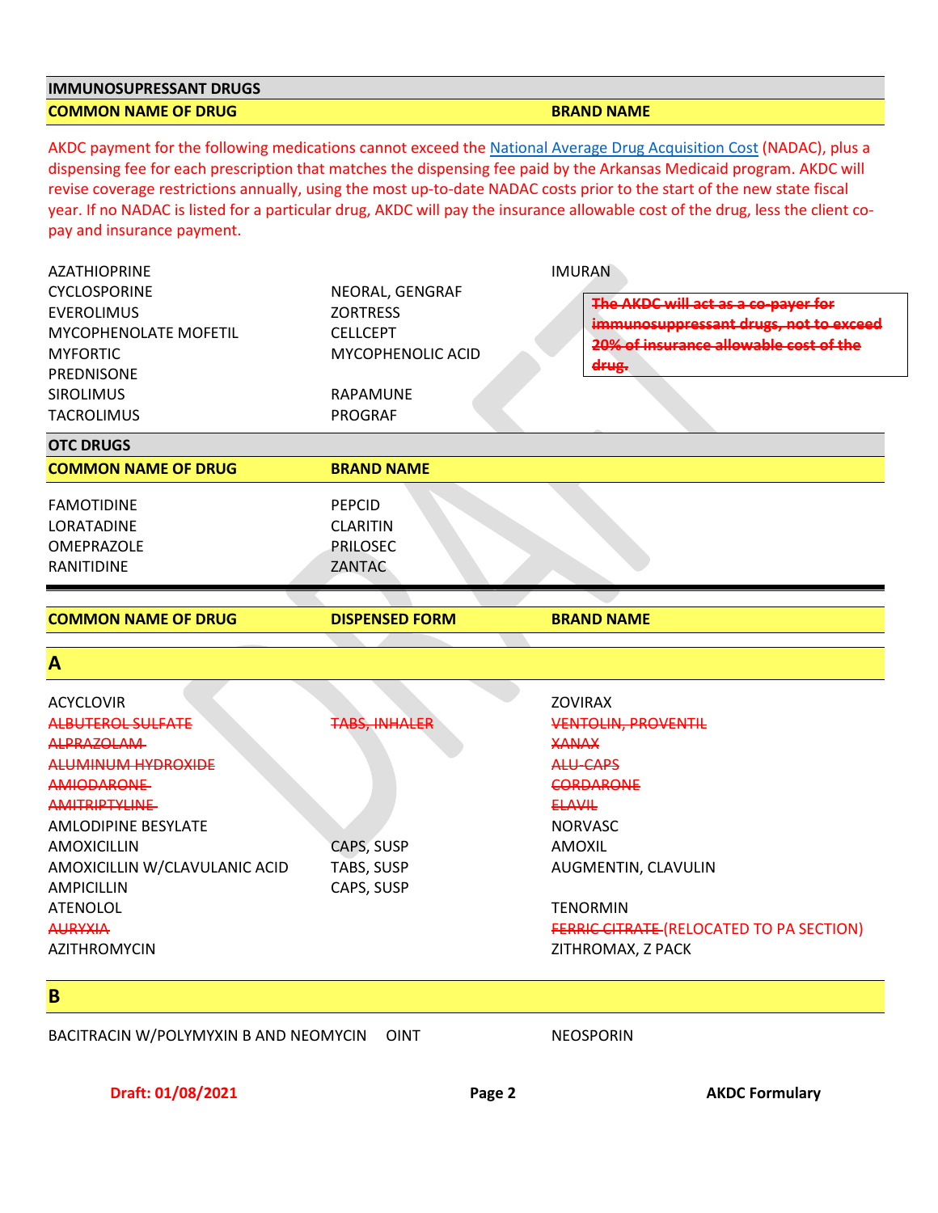## IMMUNOSUPRESSANT DRUGS

| COMMON NAME OF DRUG | | BRAND NAME |
|---|---|---|

AKDC payment for the following medications cannot exceed the National Average Drug Acquisition Cost (NADAC), plus a dispensing fee for each prescription that matches the dispensing fee paid by the Arkansas Medicaid program. AKDC will revise coverage restrictions annually, using the most up-to-date NADAC costs prior to the start of the new state fiscal year. If no NADAC is listed for a particular drug, AKDC will pay the insurance allowable cost of the drug, less the client co-pay and insurance payment.

| | | |
|---|---|---|
| AZATHIOPRINE | | IMURAN |
| CYCLOSPORINE | NEORAL, GENGRAF | |
| EVEROLIMUS | ZORTRESS | |
| MYCOPHENOLATE MOFETIL | CELLCEPT | |
| MYFORTIC | MYCOPHENOLIC ACID | |
| PREDNISONE | | |
| SIROLIMUS | RAPAMUNE | |
| TACROLIMUS | PROGRAF | |

~~The AKDC will act as a co-payer for immunosuppressant drugs, not to exceed 20% of insurance allowable cost of the drug.~~

## OTC DRUGS

| COMMON NAME OF DRUG | BRAND NAME |
|---|---|
| FAMOTIDINE | PEPCID |
| LORATADINE | CLARITIN |
| OMEPRAZOLE | PRILOSEC |
| RANITIDINE | ZANTAC |

| COMMON NAME OF DRUG | DISPENSED FORM | BRAND NAME |
|---|---|---|
| **A** | | |
| ACYCLOVIR | | ZOVIRAX |
| ~~ALBUTEROL SULFATE~~ | ~~TABS, INHALER~~ | ~~VENTOLIN, PROVENTIL~~ |
| ~~ALPRAZOLAM~~ | | ~~XANAX~~ |
| ~~ALUMINUM HYDROXIDE~~ | | ~~ALU-CAPS~~ |
| ~~AMIODARONE~~ | | ~~CORDARONE~~ |
| ~~AMITRIPTYLINE~~ | | ~~ELAVIL~~ |
| AMLODIPINE BESYLATE | | NORVASC |
| AMOXICILLIN | CAPS, SUSP | AMOXIL |
| AMOXICILLIN W/CLAVULANIC ACID | TABS, SUSP | AUGMENTIN, CLAVULIN |
| AMPICILLIN | CAPS, SUSP | |
| ATENOLOL | | TENORMIN |
| ~~AURYXIA~~ | | ~~FERRIC CITRATE~~ (RELOCATED TO PA SECTION) |
| AZITHROMYCIN | | ZITHROMAX, Z PACK |
| **B** | | |
| BACITRACIN W/POLYMYXIN B AND NEOMYCIN | OINT | NEOSPORIN |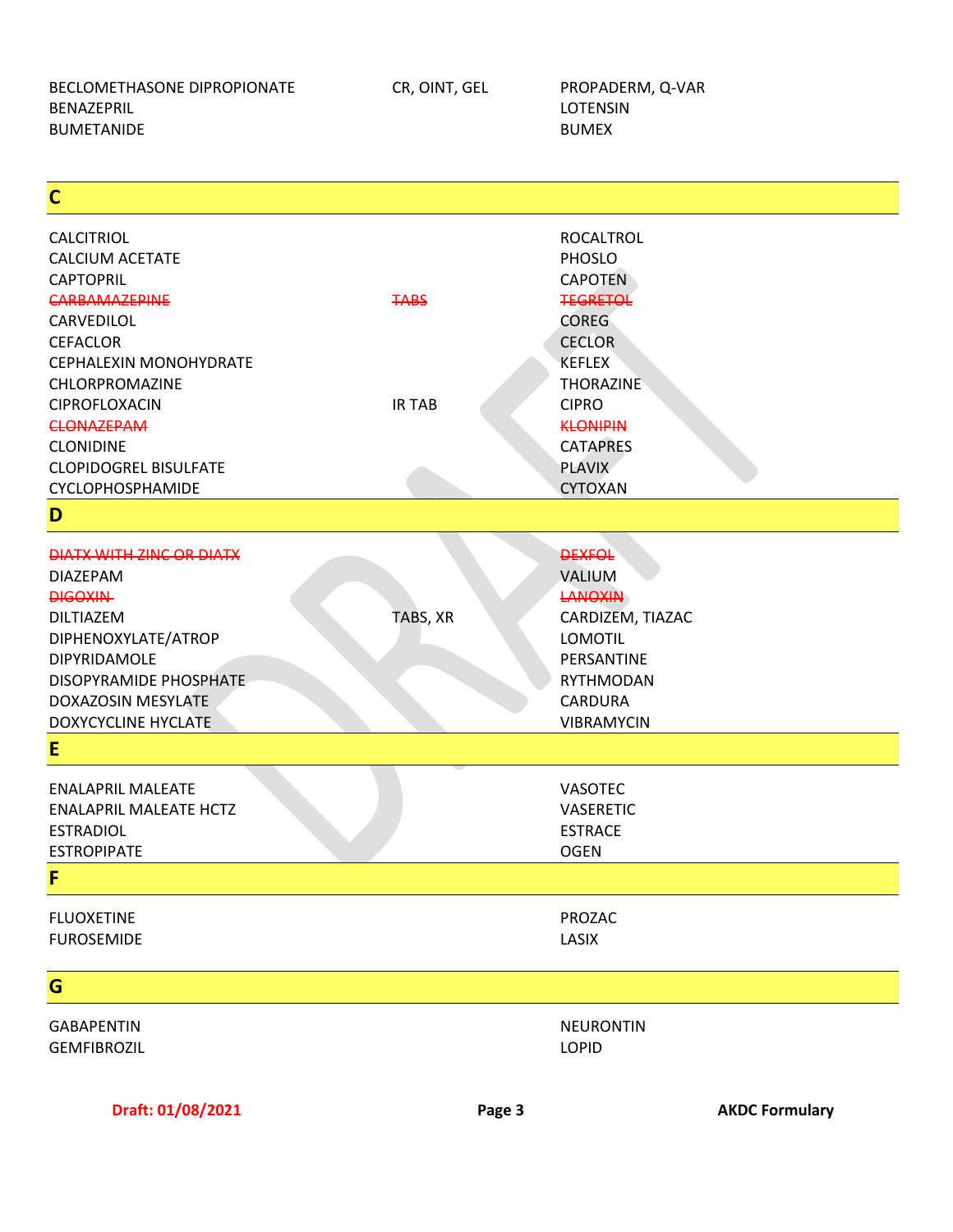| | | |
|---|---|---|
| BECLOMETHASONE DIPROPIONATE | CR, OINT, GEL | PROPADERM, Q-VAR |
| BENAZEPRIL | | LOTENSIN |
| BUMETANIDE | | BUMEX |

## C

| | | |
|---|---|---|
| CALCITRIOL | | ROCALTROL |
| CALCIUM ACETATE | | PHOSLO |
| CAPTOPRIL | | CAPOTEN |
| ~~CARBAMAZEPINE~~ | ~~TABS~~ | ~~TEGRETOL~~ |
| CARVEDILOL | | COREG |
| CEFACLOR | | CECLOR |
| CEPHALEXIN MONOHYDRATE | | KEFLEX |
| CHLORPROMAZINE | | THORAZINE |
| CIPROFLOXACIN | IR TAB | CIPRO |
| ~~CLONAZEPAM~~ | | ~~KLONIPIN~~ |
| CLONIDINE | | CATAPRES |
| CLOPIDOGREL BISULFATE | | PLAVIX |
| CYCLOPHOSPHAMIDE | | CYTOXAN |

## D

| | | |
|---|---|---|
| ~~DIATX WITH ZINC OR DIATX~~ | | ~~DEXFOL~~ |
| DIAZEPAM | | VALIUM |
| ~~DIGOXIN~~ | | ~~LANOXIN~~ |
| DILTIAZEM | TABS, XR | CARDIZEM, TIAZAC |
| DIPHENOXYLATE/ATROP | | LOMOTIL |
| DIPYRIDAMOLE | | PERSANTINE |
| DISOPYRAMIDE PHOSPHATE | | RYTHMODAN |
| DOXAZOSIN MESYLATE | | CARDURA |
| DOXYCYCLINE HYCLATE | | VIBRAMYCIN |

## E

| | | |
|---|---|---|
| ENALAPRIL MALEATE | | VASOTEC |
| ENALAPRIL MALEATE HCTZ | | VASERETIC |
| ESTRADIOL | | ESTRACE |
| ESTROPIPATE | | OGEN |

## F

| | | |
|---|---|---|
| FLUOXETINE | | PROZAC |
| FUROSEMIDE | | LASIX |

## G

| | | |
|---|---|---|
| GABAPENTIN | | NEURONTIN |
| GEMFIBROZIL | | LOPID |

Draft: 01/08/2021 AKDC Formulary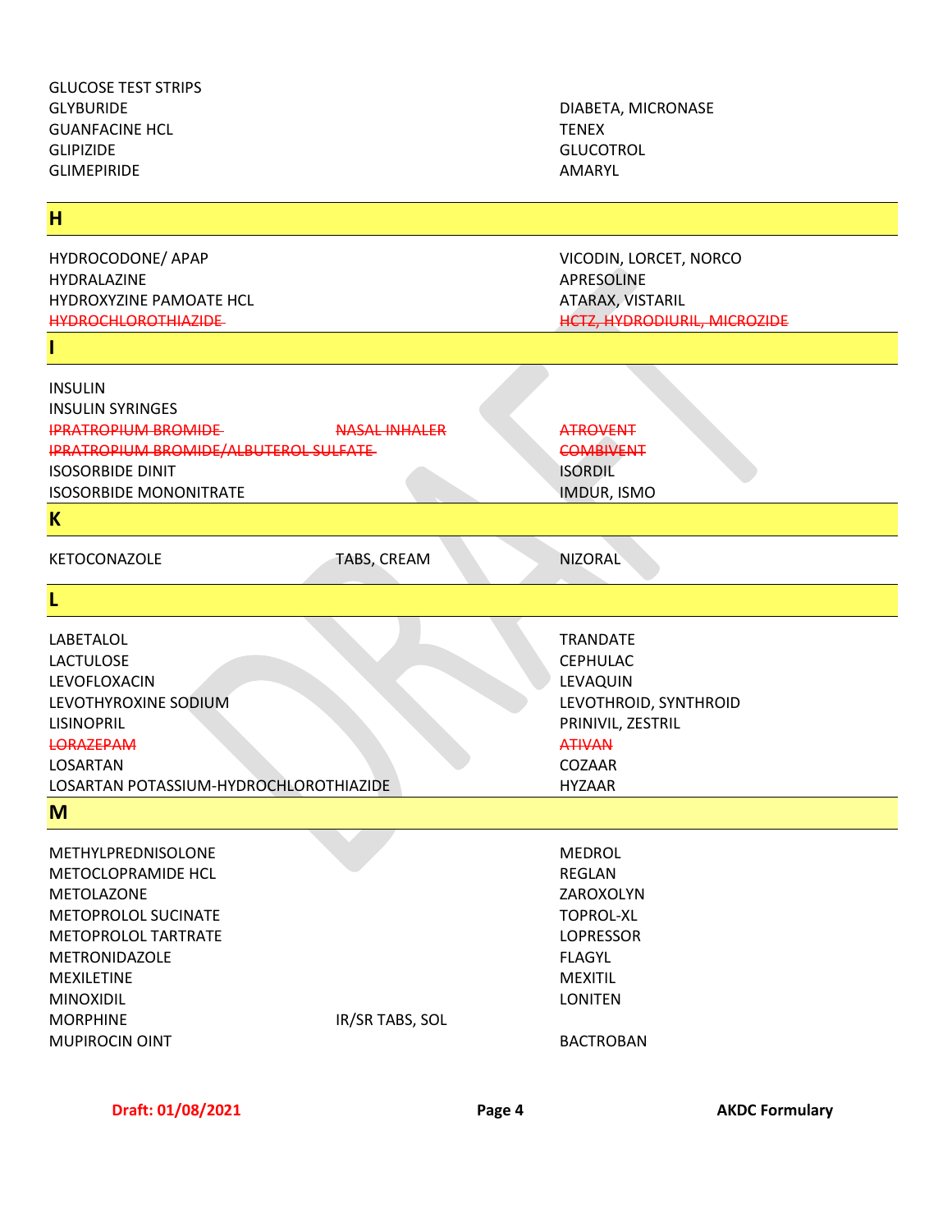| | | |
|---|---|---|
| GLUCOSE TEST STRIPS | | |
| GLYBURIDE | | DIABETA, MICRONASE |
| GUANFACINE HCL | | TENEX |
| GLIPIZIDE | | GLUCOTROL |
| GLIMEPIRIDE | | AMARYL |

## H

| | | |
|---|---|---|
| HYDROCODONE/ APAP | | VICODIN, LORCET, NORCO |
| HYDRALAZINE | | APRESOLINE |
| HYDROXYZINE PAMOATE HCL | | ATARAX, VISTARIL |
| ~~HYDROCHLOROTHIAZIDE~~ | | ~~HCTZ, HYDRODIURIL, MICROZIDE~~ |

## I

| | | |
|---|---|---|
| INSULIN | | |
| INSULIN SYRINGES | | |
| ~~IPRATROPIUM BROMIDE~~ | ~~NASAL INHALER~~ | ~~ATROVENT~~ |
| ~~IPRATROPIUM BROMIDE/ALBUTEROL SULFATE~~ | | ~~COMBIVENT~~ |
| ISOSORBIDE DINIT | | ISORDIL |
| ISOSORBIDE MONONITRATE | | IMDUR, ISMO |

## K

| | | |
|---|---|---|
| KETOCONAZOLE | TABS, CREAM | NIZORAL |

## L

| | | |
|---|---|---|
| LABETALOL | | TRANDATE |
| LACTULOSE | | CEPHULAC |
| LEVOFLOXACIN | | LEVAQUIN |
| LEVOTHYROXINE SODIUM | | LEVOTHROID, SYNTHROID |
| LISINOPRIL | | PRINIVIL, ZESTRIL |
| ~~LORAZEPAM~~ | | ~~ATIVAN~~ |
| LOSARTAN | | COZAAR |
| LOSARTAN POTASSIUM-HYDROCHLOROTHIAZIDE | | HYZAAR |

## M

| | | |
|---|---|---|
| METHYLPREDNISOLONE | | MEDROL |
| METOCLOPRAMIDE HCL | | REGLAN |
| METOLAZONE | | ZAROXOLYN |
| METOPROLOL SUCINATE | | TOPROL-XL |
| METOPROLOL TARTRATE | | LOPRESSOR |
| METRONIDAZOLE | | FLAGYL |
| MEXILETINE | | MEXITIL |
| MINOXIDIL | | LONITEN |
| MORPHINE | IR/SR TABS, SOL | |
| MUPIROCIN OINT | | BACTROBAN |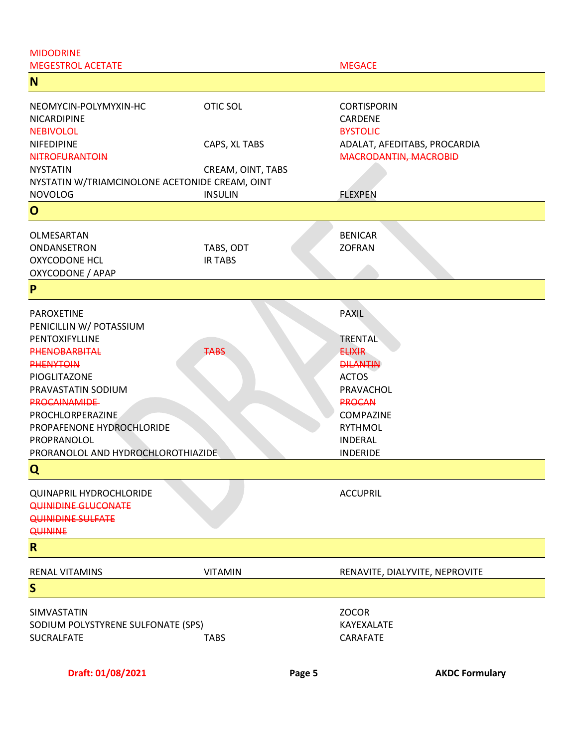| | | |
|---|---|---|
| MIDODRINE | | |
| MEGESTROL ACETATE | | MEGACE |

## N

| | | |
|---|---|---|
| NEOMYCIN-POLYMYXIN-HC | OTIC SOL | CORTISPORIN |
| NICARDIPINE | | CARDENE |
| NEBIVOLOL | | BYSTOLIC |
| NIFEDIPINE | CAPS, XL TABS | ADALAT, AFEDITABS, PROCARDIA |
| ~~NITROFURANTOIN~~ | | ~~MACRODANTIN, MACROBID~~ |
| NYSTATIN | CREAM, OINT, TABS | |
| NYSTATIN W/TRIAMCINOLONE ACETONIDE CREAM, OINT | | |
| NOVOLOG | INSULIN | FLEXPEN |

## O

| | | |
|---|---|---|
| OLMESARTAN | | BENICAR |
| ONDANSETRON | TABS, ODT | ZOFRAN |
| OXYCODONE HCL | IR TABS | |
| OXYCODONE / APAP | | |

## P

| | | |
|---|---|---|
| PAROXETINE | | PAXIL |
| PENICILLIN W/ POTASSIUM | | |
| PENTOXIFYLLINE | | TRENTAL |
| ~~PHENOBARBITAL~~ | ~~TABS~~ | ~~ELIXIR~~ |
| ~~PHENYTOIN~~ | | ~~DILANTIN~~ |
| PIOGLITAZONE | | ACTOS |
| PRAVASTATIN SODIUM | | PRAVACHOL |
| ~~PROCAINAMIDE~~ | | ~~PROCAN~~ |
| PROCHLORPERAZINE | | COMPAZINE |
| PROPAFENONE HYDROCHLORIDE | | RYTHMOL |
| PROPRANOLOL | | INDERAL |
| PRORANOLOL AND HYDROCHLOROTHIAZIDE | | INDERIDE |

## Q

| | | |
|---|---|---|
| QUINAPRIL HYDROCHLORIDE | | ACCUPRIL |
| ~~QUINIDINE GLUCONATE~~ | | |
| ~~QUINIDINE SULFATE~~ | | |
| ~~QUININE~~ | | |

## R

| | | |
|---|---|---|
| RENAL VITAMINS | VITAMIN | RENAVITE, DIALYVITE, NEPROVITE |

## S

| | | |
|---|---|---|
| SIMVASTATIN | | ZOCOR |
| SODIUM POLYSTYRENE SULFONATE (SPS) | | KAYEXALATE |
| SUCRALFATE | TABS | CARAFATE |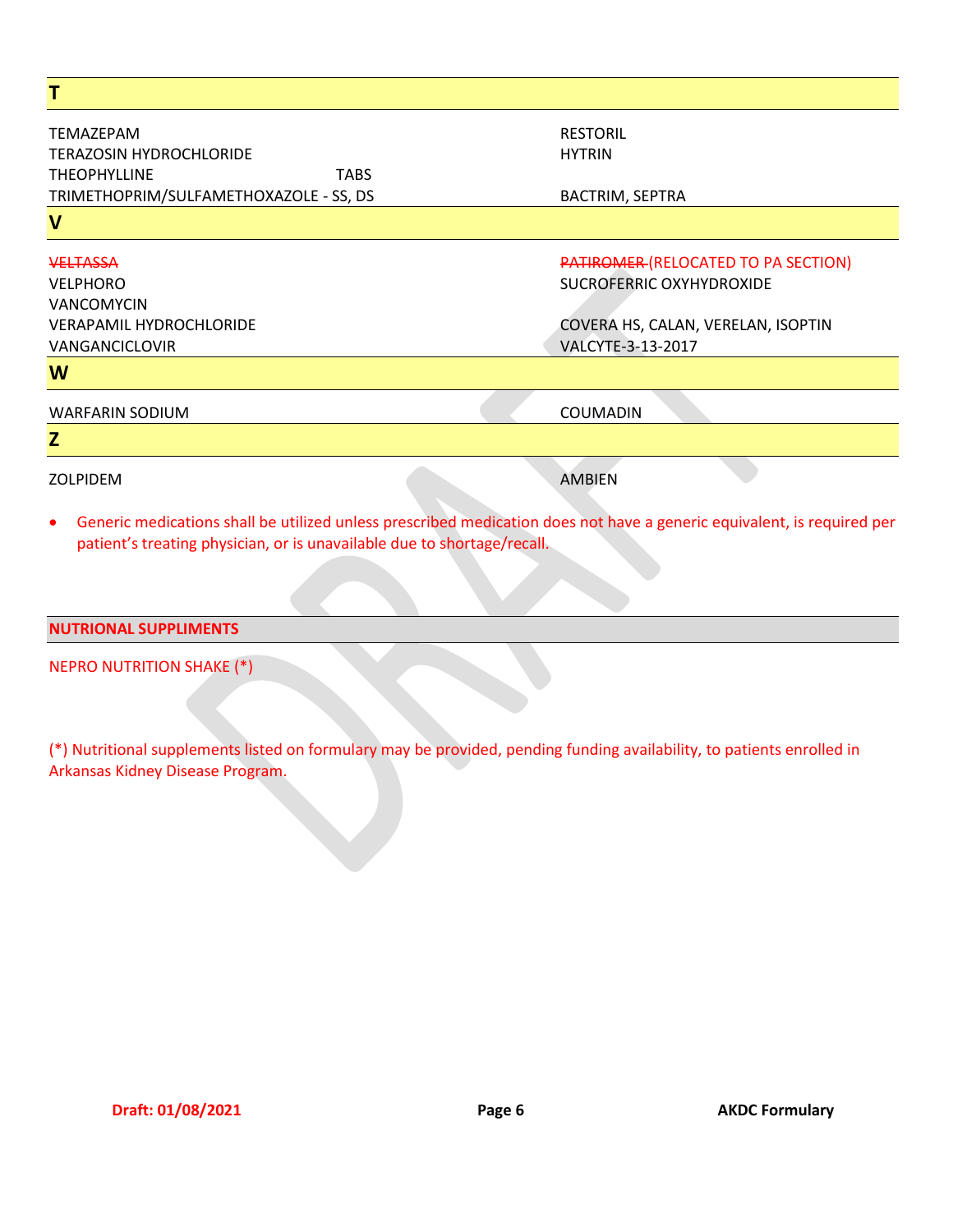## T

| | | |
|---|---|---|
| TEMAZEPAM | | RESTORIL |
| TERAZOSIN HYDROCHLORIDE | | HYTRIN |
| THEOPHYLLINE | TABS | |
| TRIMETHOPRIM/SULFAMETHOXAZOLE - SS, DS | | BACTRIM, SEPTRA |

## V

| | | |
|---|---|---|
| ~~VELTASSA~~ | | ~~PATIROMER~~ (RELOCATED TO PA SECTION) |
| VELPHORO | | SUCROFERRIC OXYHYDROXIDE |
| VANCOMYCIN | | |
| VERAPAMIL HYDROCHLORIDE | | COVERA HS, CALAN, VERELAN, ISOPTIN |
| VANGANCICLOVIR | | VALCYTE-3-13-2017 |

## W

| | | |
|---|---|---|
| WARFARIN SODIUM | | COUMADIN |

## Z

| | | |
|---|---|---|
| ZOLPIDEM | | AMBIEN |

- Generic medications shall be utilized unless prescribed medication does not have a generic equivalent, is required per patient's treating physician, or is unavailable due to shortage/recall.

**NUTRIONAL SUPPLIMENTS**

NEPRO NUTRITION SHAKE (*)

(*) Nutritional supplements listed on formulary may be provided, pending funding availability, to patients enrolled in Arkansas Kidney Disease Program.